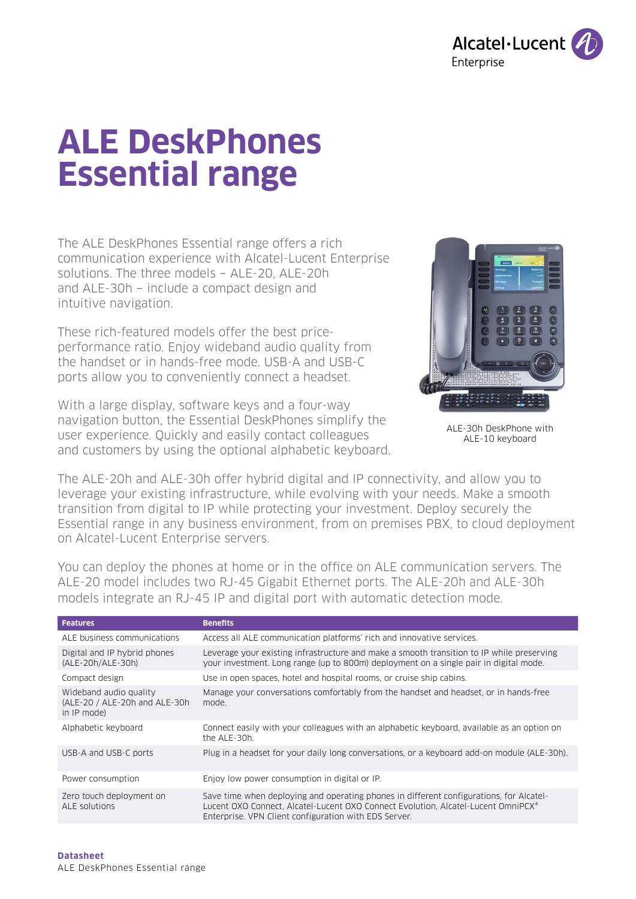# ALE DeskPhones Essential range

The ALE DeskPhones Essential range offers a rich communication experience with Alcatel-Lucent Enterprise solutions. The three models – ALE-20, ALE-20h and ALE-30h – include a compact design and intuitive navigation.

These rich-featured models offer the best price-performance ratio. Enjoy wideband audio quality from the handset or in hands-free mode. USB-A and USB-C ports allow you to conveniently connect a headset.

With a large display, software keys and a four-way navigation button, the Essential DeskPhones simplify the user experience. Quickly and easily contact colleagues and customers by using the optional alphabetic keyboard.

ALE-30h DeskPhone with ALE-10 keyboard

The ALE-20h and ALE-30h offer hybrid digital and IP connectivity, and allow you to leverage your existing infrastructure, while evolving with your needs. Make a smooth transition from digital to IP while protecting your investment. Deploy securely the Essential range in any business environment, from on premises PBX, to cloud deployment on Alcatel-Lucent Enterprise servers.

You can deploy the phones at home or in the office on ALE communication servers. The ALE-20 model includes two RJ-45 Gigabit Ethernet ports. The ALE-20h and ALE-30h models integrate an RJ-45 IP and digital port with automatic detection mode.

| Features | Benefits |
| --- | --- |
| ALE business communications | Access all ALE communication platforms' rich and innovative services. |
| Digital and IP hybrid phones (ALE-20h/ALE-30h) | Leverage your existing infrastructure and make a smooth transition to IP while preserving your investment. Long range (up to 800m) deployment on a single pair in digital mode. |
| Compact design | Use in open spaces, hotel and hospital rooms, or cruise ship cabins. |
| Wideband audio quality (ALE-20 / ALE-20h and ALE-30h in IP mode) | Manage your conversations comfortably from the handset and headset, or in hands-free mode. |
| Alphabetic keyboard | Connect easily with your colleagues with an alphabetic keyboard, available as an option on the ALE-30h. |
| USB-A and USB-C ports | Plug in a headset for your daily long conversations, or a keyboard add-on module (ALE-30h). |
| Power consumption | Enjoy low power consumption in digital or IP. |
| Zero touch deployment on ALE solutions | Save time when deploying and operating phones in different configurations, for Alcatel-Lucent OXO Connect, Alcatel-Lucent OXO Connect Evolution, Alcatel-Lucent OmniPCX® Enterprise. VPN Client configuration with EDS Server. |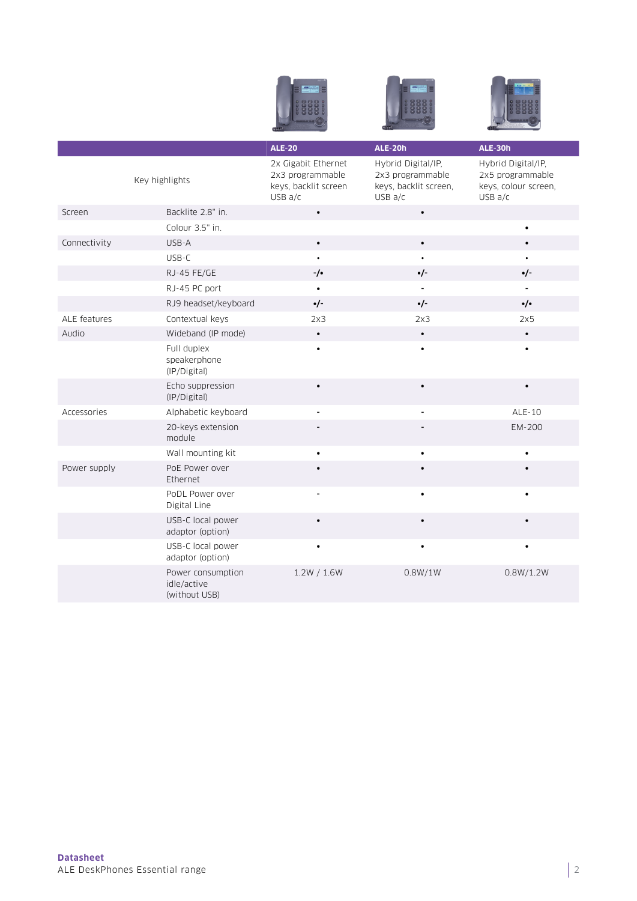| | | ALE-20 | ALE-20h | ALE-30h |
|---|---|---|---|---|
| Key highlights | | 2x Gigabit Ethernet 2x3 programmable keys, backlit screen USB a/c | Hybrid Digital/IP, 2x3 programmable keys, backlit screen, USB a/c | Hybrid Digital/IP, 2x5 programmable keys, colour screen, USB a/c |
| Screen | Backlite 2.8" in. | • | • | |
| | Colour 3.5" in. | | | • |
| Connectivity | USB-A | • | • | • |
| | USB-C | • | • | • |
| | RJ-45 FE/GE | -/• | •/- | •/- |
| | RJ-45 PC port | • | - | - |
| | RJ9 headset/keyboard | •/- | •/- | •/• |
| ALE features | Contextual keys | 2x3 | 2x3 | 2x5 |
| Audio | Wideband (IP mode) | • | • | • |
| | Full duplex speakerphone (IP/Digital) | • | • | • |
| | Echo suppression (IP/Digital) | • | • | • |
| Accessories | Alphabetic keyboard | - | - | ALE-10 |
| | 20-keys extension module | - | - | EM-200 |
| | Wall mounting kit | • | • | • |
| Power supply | PoE Power over Ethernet | • | • | • |
| | PoDL Power over Digital Line | - | • | • |
| | USB-C local power adaptor (option) | • | • | • |
| | USB-C local power adaptor (option) | • | • | • |
| | Power consumption idle/active (without USB) | 1.2W / 1.6W | 0.8W/1W | 0.8W/1.2W |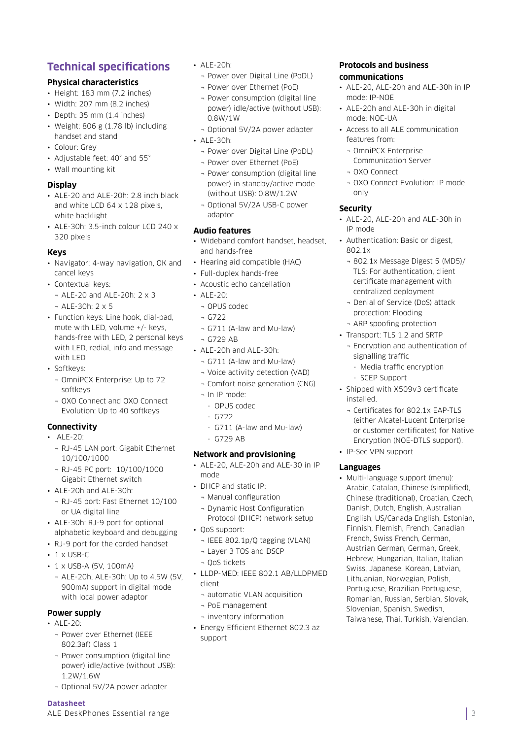# Technical specifications

### Physical characteristics

- Height: 183 mm (7.2 inches)
- Width: 207 mm (8.2 inches)
- Depth: 35 mm (1.4 inches)
- Weight: 806 g (1.78 lb) including handset and stand
- Colour: Grey
- Adjustable feet: 40° and 55°
- Wall mounting kit

### Display

- ALE-20 and ALE-20h: 2.8 inch black and white LCD 64 x 128 pixels, white backlight
- ALE-30h: 3.5-inch colour LCD 240 x 320 pixels

### Keys

- Navigator: 4-way navigation, OK and cancel keys
- Contextual keys:
  - ALE-20 and ALE-20h: 2 x 3
  - ALE-30h: 2 x 5
- Function keys: Line hook, dial-pad, mute with LED, volume +/- keys, hands-free with LED, 2 personal keys with LED, redial, info and message with LED
- Softkeys:
  - OmniPCX Enterprise: Up to 72 softkeys
  - OXO Connect and OXO Connect Evolution: Up to 40 softkeys

### Connectivity

- ALE-20:
  - RJ-45 LAN port: Gigabit Ethernet 10/100/1000
  - RJ-45 PC port: 10/100/1000 Gigabit Ethernet switch
- ALE-20h and ALE-30h:
  - RJ-45 port: Fast Ethernet 10/100 or UA digital line
- ALE-30h: RJ-9 port for optional alphabetic keyboard and debugging
- RJ-9 port for the corded handset
- 1 x USB-C
- 1 x USB-A (5V, 100mA)
  - ALE-20h, ALE-30h: Up to 4.5W (5V, 900mA) support in digital mode with local power adaptor

### Power supply

- ALE-20:
  - Power over Ethernet (IEEE 802.3af) Class 1
  - Power consumption (digital line power) idle/active (without USB): 1.2W/1.6W
  - Optional 5V/2A power adapter
- ALE-20h:
  - Power over Digital Line (PoDL)
  - Power over Ethernet (PoE)
  - Power consumption (digital line power) idle/active (without USB): 0.8W/1W
  - Optional 5V/2A power adapter
- ALE-30h:
  - Power over Digital Line (PoDL)
  - Power over Ethernet (PoE)
  - Power consumption (digital line power) in standby/active mode (without USB): 0.8W/1.2W
  - Optional 5V/2A USB-C power adaptor

### Audio features

- Wideband comfort handset, headset, and hands-free
- Hearing aid compatible (HAC)
- Full-duplex hands-free
- Acoustic echo cancellation
- ALE-20:
  - OPUS codec
  - G722
  - G711 (A-law and Mu-law)
  - G729 AB
- ALE-20h and ALE-30h:
  - G711 (A-law and Mu-law)
  - Voice activity detection (VAD)
  - Comfort noise generation (CNG)
  - In IP mode:
    - OPUS codec
    - G722
    - G711 (A-law and Mu-law)
    - G729 AB

### Network and provisioning

- ALE-20, ALE-20h and ALE-30 in IP mode
- DHCP and static IP:
  - Manual configuration
  - Dynamic Host Configuration Protocol (DHCP) network setup
- QoS support:
  - IEEE 802.1p/Q tagging (VLAN)
  - Layer 3 TOS and DSCP
  - QoS tickets
- LLDP-MED: IEEE 802.1 AB/LLDPMED client
  - automatic VLAN acquisition
  - PoE management
  - inventory information
- Energy Efficient Ethernet 802.3 az support

### Protocols and business communications

- ALE-20, ALE-20h and ALE-30h in IP mode: IP-NOE
- ALE-20h and ALE-30h in digital mode: NOE-UA
- Access to all ALE communication features from:
  - OmniPCX Enterprise Communication Server
  - OXO Connect
  - OXO Connect Evolution: IP mode only

### Security

- ALE-20, ALE-20h and ALE-30h in IP mode
- Authentication: Basic or digest, 802.1x
  - 802.1x Message Digest 5 (MD5)/ TLS: For authentication, client certificate management with centralized deployment
  - Denial of Service (DoS) attack protection: Flooding
  - ARP spoofing protection
- Transport: TLS 1.2 and SRTP
  - Encryption and authentication of signalling traffic
    - Media traffic encryption
    - SCEP Support
- Shipped with X509v3 certificate installed.
  - Certificates for 802.1x EAP-TLS (either Alcatel-Lucent Enterprise or customer certificates) for Native Encryption (NOE-DTLS support).
- IP-Sec VPN support

### Languages

- Multi-language support (menu): Arabic, Catalan, Chinese (simplified), Chinese (traditional), Croatian, Czech, Danish, Dutch, English, Australian English, US/Canada English, Estonian, Finnish, Flemish, French, Canadian French, Swiss French, German, Austrian German, German, Greek, Hebrew, Hungarian, Italian, Italian Swiss, Japanese, Korean, Latvian, Lithuanian, Norwegian, Polish, Portuguese, Brazilian Portuguese, Romanian, Russian, Serbian, Slovak, Slovenian, Spanish, Swedish, Taiwanese, Thai, Turkish, Valencian.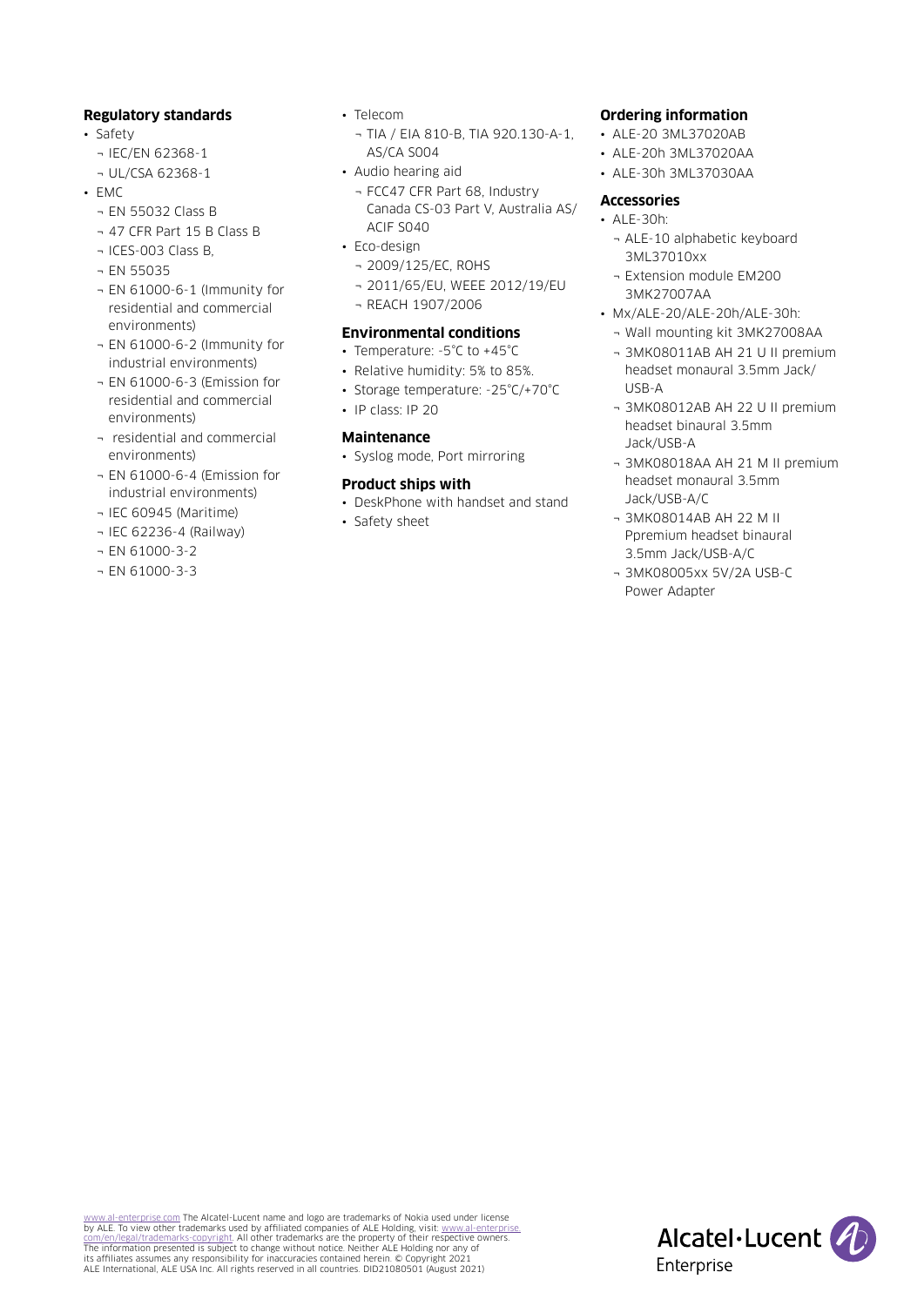### Regulatory standards

- Safety
  - IEC/EN 62368-1
  - UL/CSA 62368-1
- EMC
  - EN 55032 Class B
  - 47 CFR Part 15 B Class B
  - ICES-003 Class B,
  - EN 55035
  - EN 61000-6-1 (Immunity for residential and commercial environments)
  - EN 61000-6-2 (Immunity for industrial environments)
  - EN 61000-6-3 (Emission for residential and commercial environments)
  - residential and commercial environments)
  - EN 61000-6-4 (Emission for industrial environments)
  - IEC 60945 (Maritime)
  - IEC 62236-4 (Railway)
  - EN 61000-3-2
  - EN 61000-3-3
- Telecom
  - TIA / EIA 810-B, TIA 920.130-A-1, AS/CA S004
- Audio hearing aid
  - FCC47 CFR Part 68, Industry Canada CS-03 Part V, Australia AS/ACIF S040
- Eco-design
  - 2009/125/EC, ROHS
  - 2011/65/EU, WEEE 2012/19/EU
  - REACH 1907/2006

### Environmental conditions

- Temperature: -5°C to +45°C
- Relative humidity: 5% to 85%.
- Storage temperature: -25°C/+70°C
- IP class: IP 20

### Maintenance

- Syslog mode, Port mirroring

### Product ships with

- DeskPhone with handset and stand
- Safety sheet

### Ordering information

- ALE-20 3ML37020AB
- ALE-20h 3ML37020AA
- ALE-30h 3ML37030AA

### Accessories

- ALE-30h:
  - ALE-10 alphabetic keyboard 3ML37010xx
  - Extension module EM200 3MK27007AA
- Mx/ALE-20/ALE-20h/ALE-30h:
  - Wall mounting kit 3MK27008AA
  - 3MK08011AB AH 21 U II premium headset monaural 3.5mm Jack/USB-A
  - 3MK08012AB AH 22 U II premium headset binaural 3.5mm Jack/USB-A
  - 3MK08018AA AH 21 M II premium headset monaural 3.5mm Jack/USB-A/C
  - 3MK08014AB AH 22 M II Ppremium headset binaural 3.5mm Jack/USB-A/C
  - 3MK08005xx 5V/2A USB-C Power Adapter

www.al-enterprise.com The Alcatel-Lucent name and logo are trademarks of Nokia used under license by ALE. To view other trademarks used by affiliated companies of ALE Holding, visit: www.al-enterprise.com/en/legal/trademarks-copyright. All other trademarks are the property of their respective owners. The information presented is subject to change without notice. Neither ALE Holding nor any of its affiliates assumes any responsibility for inaccuracies contained herein. © Copyright 2021 ALE International, ALE USA Inc. All rights reserved in all countries. DID21080501 (August 2021)

Alcatel·Lucent Enterprise